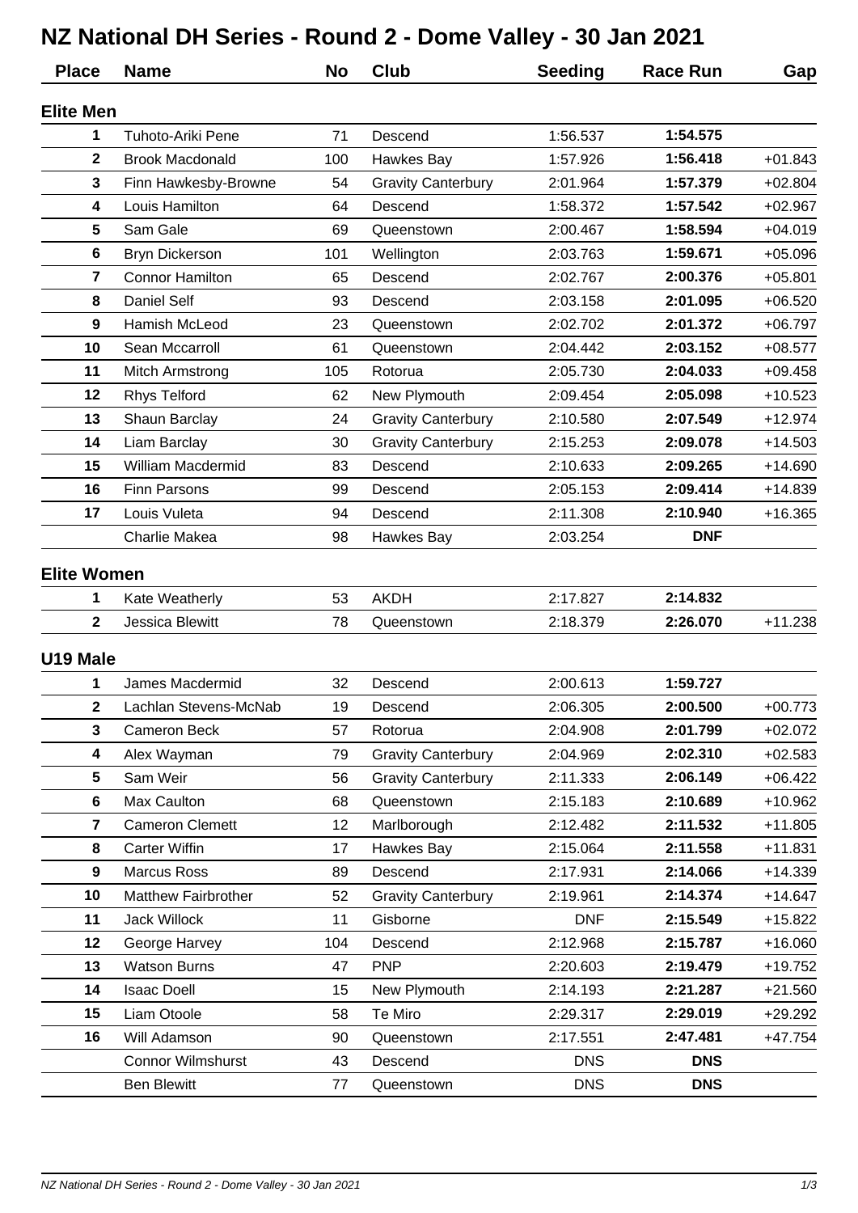# NZ National DH Series - Round 2 - Dome Valley - 30 Jan 2021

| Place | Name | No | Club | Seeding | Race Run | Gap |
|---|---|---|---|---|---|---|
| **Elite Men** | | | | | | |
| 1 | Tuhoto-Ariki Pene | 71 | Descend | 1:56.537 | **1:54.575** | |
| 2 | Brook Macdonald | 100 | Hawkes Bay | 1:57.926 | **1:56.418** | +01.843 |
| 3 | Finn Hawkesby-Browne | 54 | Gravity Canterbury | 2:01.964 | **1:57.379** | +02.804 |
| 4 | Louis Hamilton | 64 | Descend | 1:58.372 | **1:57.542** | +02.967 |
| 5 | Sam Gale | 69 | Queenstown | 2:00.467 | **1:58.594** | +04.019 |
| 6 | Bryn Dickerson | 101 | Wellington | 2:03.763 | **1:59.671** | +05.096 |
| 7 | Connor Hamilton | 65 | Descend | 2:02.767 | **2:00.376** | +05.801 |
| 8 | Daniel Self | 93 | Descend | 2:03.158 | **2:01.095** | +06.520 |
| 9 | Hamish McLeod | 23 | Queenstown | 2:02.702 | **2:01.372** | +06.797 |
| 10 | Sean Mccarroll | 61 | Queenstown | 2:04.442 | **2:03.152** | +08.577 |
| 11 | Mitch Armstrong | 105 | Rotorua | 2:05.730 | **2:04.033** | +09.458 |
| 12 | Rhys Telford | 62 | New Plymouth | 2:09.454 | **2:05.098** | +10.523 |
| 13 | Shaun Barclay | 24 | Gravity Canterbury | 2:10.580 | **2:07.549** | +12.974 |
| 14 | Liam Barclay | 30 | Gravity Canterbury | 2:15.253 | **2:09.078** | +14.503 |
| 15 | William Macdermid | 83 | Descend | 2:10.633 | **2:09.265** | +14.690 |
| 16 | Finn Parsons | 99 | Descend | 2:05.153 | **2:09.414** | +14.839 |
| 17 | Louis Vuleta | 94 | Descend | 2:11.308 | **2:10.940** | +16.365 |
| | Charlie Makea | 98 | Hawkes Bay | 2:03.254 | **DNF** | |
| **Elite Women** | | | | | | |
| 1 | Kate Weatherly | 53 | AKDH | 2:17.827 | **2:14.832** | |
| 2 | Jessica Blewitt | 78 | Queenstown | 2:18.379 | **2:26.070** | +11.238 |
| **U19 Male** | | | | | | |
| 1 | James Macdermid | 32 | Descend | 2:00.613 | **1:59.727** | |
| 2 | Lachlan Stevens-McNab | 19 | Descend | 2:06.305 | **2:00.500** | +00.773 |
| 3 | Cameron Beck | 57 | Rotorua | 2:04.908 | **2:01.799** | +02.072 |
| 4 | Alex Wayman | 79 | Gravity Canterbury | 2:04.969 | **2:02.310** | +02.583 |
| 5 | Sam Weir | 56 | Gravity Canterbury | 2:11.333 | **2:06.149** | +06.422 |
| 6 | Max Caulton | 68 | Queenstown | 2:15.183 | **2:10.689** | +10.962 |
| 7 | Cameron Clemett | 12 | Marlborough | 2:12.482 | **2:11.532** | +11.805 |
| 8 | Carter Wiffin | 17 | Hawkes Bay | 2:15.064 | **2:11.558** | +11.831 |
| 9 | Marcus Ross | 89 | Descend | 2:17.931 | **2:14.066** | +14.339 |
| 10 | Matthew Fairbrother | 52 | Gravity Canterbury | 2:19.961 | **2:14.374** | +14.647 |
| 11 | Jack Willock | 11 | Gisborne | DNF | **2:15.549** | +15.822 |
| 12 | George Harvey | 104 | Descend | 2:12.968 | **2:15.787** | +16.060 |
| 13 | Watson Burns | 47 | PNP | 2:20.603 | **2:19.479** | +19.752 |
| 14 | Isaac Doell | 15 | New Plymouth | 2:14.193 | **2:21.287** | +21.560 |
| 15 | Liam Otoole | 58 | Te Miro | 2:29.317 | **2:29.019** | +29.292 |
| 16 | Will Adamson | 90 | Queenstown | 2:17.551 | **2:47.481** | +47.754 |
| | Connor Wilmshurst | 43 | Descend | DNS | **DNS** | |
| | Ben Blewitt | 77 | Queenstown | DNS | **DNS** | |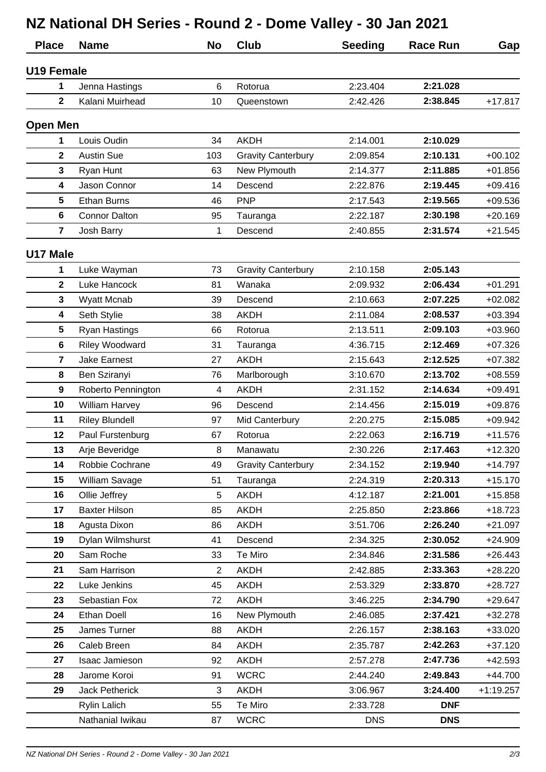# NZ National DH Series - Round 2 - Dome Valley - 30 Jan 2021

| Place | Name | No | Club | Seeding | Race Run | Gap |
|---|---|---|---|---|---|---|
| **U19 Female** | | | | | | |
| 1 | Jenna Hastings | 6 | Rotorua | 2:23.404 | **2:21.028** | |
| 2 | Kalani Muirhead | 10 | Queenstown | 2:42.426 | **2:38.845** | +17.817 |
| **Open Men** | | | | | | |
| 1 | Louis Oudin | 34 | AKDH | 2:14.001 | **2:10.029** | |
| 2 | Austin Sue | 103 | Gravity Canterbury | 2:09.854 | **2:10.131** | +00.102 |
| 3 | Ryan Hunt | 63 | New Plymouth | 2:14.377 | **2:11.885** | +01.856 |
| 4 | Jason Connor | 14 | Descend | 2:22.876 | **2:19.445** | +09.416 |
| 5 | Ethan Burns | 46 | PNP | 2:17.543 | **2:19.565** | +09.536 |
| 6 | Connor Dalton | 95 | Tauranga | 2:22.187 | **2:30.198** | +20.169 |
| 7 | Josh Barry | 1 | Descend | 2:40.855 | **2:31.574** | +21.545 |
| **U17 Male** | | | | | | |
| 1 | Luke Wayman | 73 | Gravity Canterbury | 2:10.158 | **2:05.143** | |
| 2 | Luke Hancock | 81 | Wanaka | 2:09.932 | **2:06.434** | +01.291 |
| 3 | Wyatt Mcnab | 39 | Descend | 2:10.663 | **2:07.225** | +02.082 |
| 4 | Seth Stylie | 38 | AKDH | 2:11.084 | **2:08.537** | +03.394 |
| 5 | Ryan Hastings | 66 | Rotorua | 2:13.511 | **2:09.103** | +03.960 |
| 6 | Riley Woodward | 31 | Tauranga | 4:36.715 | **2:12.469** | +07.326 |
| 7 | Jake Earnest | 27 | AKDH | 2:15.643 | **2:12.525** | +07.382 |
| 8 | Ben Sziranyi | 76 | Marlborough | 3:10.670 | **2:13.702** | +08.559 |
| 9 | Roberto Pennington | 4 | AKDH | 2:31.152 | **2:14.634** | +09.491 |
| 10 | William Harvey | 96 | Descend | 2:14.456 | **2:15.019** | +09.876 |
| 11 | Riley Blundell | 97 | Mid Canterbury | 2:20.275 | **2:15.085** | +09.942 |
| 12 | Paul Furstenburg | 67 | Rotorua | 2:22.063 | **2:16.719** | +11.576 |
| 13 | Arje Beveridge | 8 | Manawatu | 2:30.226 | **2:17.463** | +12.320 |
| 14 | Robbie Cochrane | 49 | Gravity Canterbury | 2:34.152 | **2:19.940** | +14.797 |
| 15 | William Savage | 51 | Tauranga | 2:24.319 | **2:20.313** | +15.170 |
| 16 | Ollie Jeffrey | 5 | AKDH | 4:12.187 | **2:21.001** | +15.858 |
| 17 | Baxter Hilson | 85 | AKDH | 2:25.850 | **2:23.866** | +18.723 |
| 18 | Agusta Dixon | 86 | AKDH | 3:51.706 | **2:26.240** | +21.097 |
| 19 | Dylan Wilmshurst | 41 | Descend | 2:34.325 | **2:30.052** | +24.909 |
| 20 | Sam Roche | 33 | Te Miro | 2:34.846 | **2:31.586** | +26.443 |
| 21 | Sam Harrison | 2 | AKDH | 2:42.885 | **2:33.363** | +28.220 |
| 22 | Luke Jenkins | 45 | AKDH | 2:53.329 | **2:33.870** | +28.727 |
| 23 | Sebastian Fox | 72 | AKDH | 3:46.225 | **2:34.790** | +29.647 |
| 24 | Ethan Doell | 16 | New Plymouth | 2:46.085 | **2:37.421** | +32.278 |
| 25 | James Turner | 88 | AKDH | 2:26.157 | **2:38.163** | +33.020 |
| 26 | Caleb Breen | 84 | AKDH | 2:35.787 | **2:42.263** | +37.120 |
| 27 | Isaac Jamieson | 92 | AKDH | 2:57.278 | **2:47.736** | +42.593 |
| 28 | Jarome Koroi | 91 | WCRC | 2:44.240 | **2:49.843** | +44.700 |
| 29 | Jack Petherick | 3 | AKDH | 3:06.967 | **3:24.400** | +1:19.257 |
| | Rylin Lalich | 55 | Te Miro | 2:33.728 | **DNF** | |
| | Nathanial Iwikau | 87 | WCRC | DNS | **DNS** | |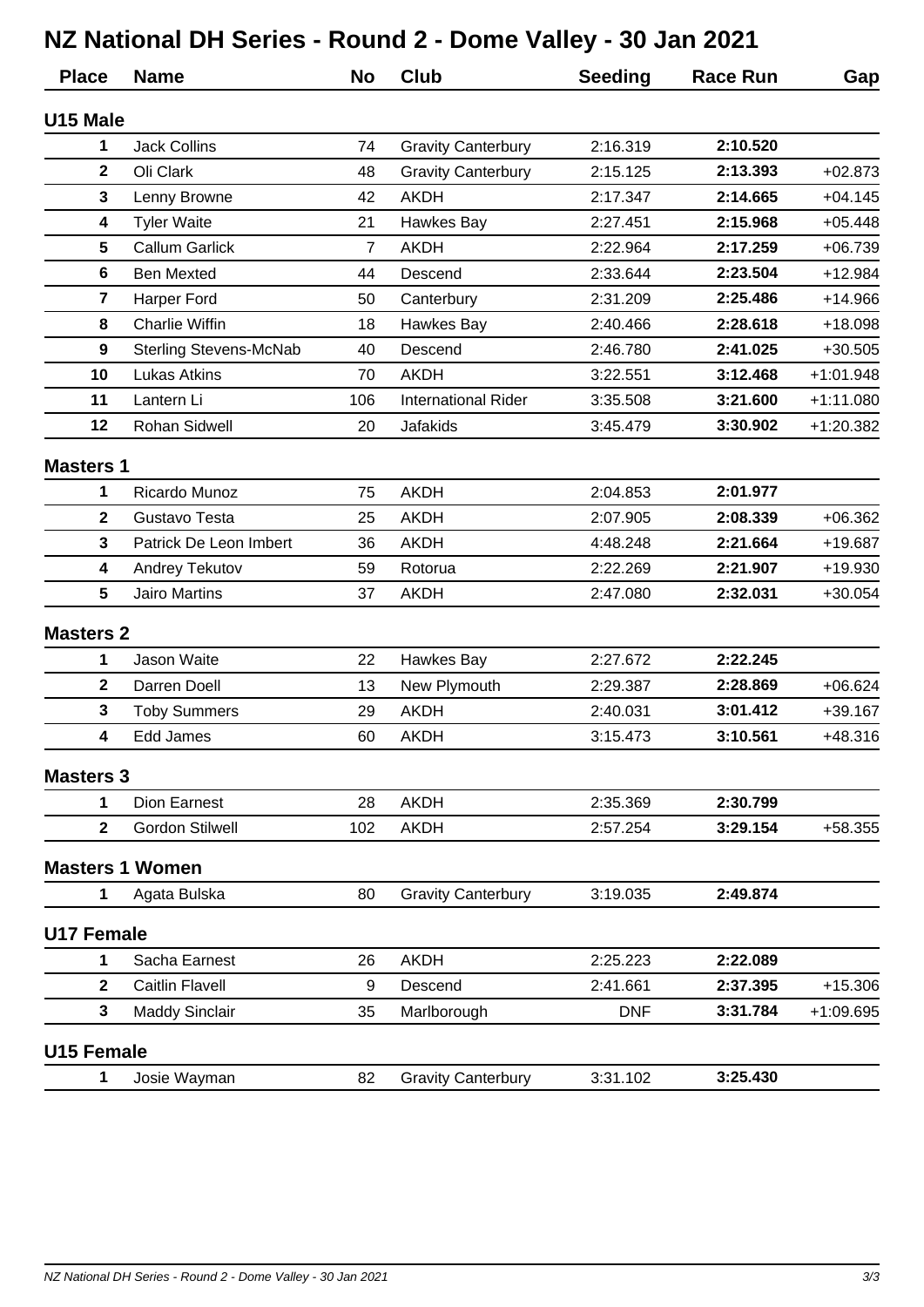# NZ National DH Series - Round 2 - Dome Valley - 30 Jan 2021

| Place | Name | No | Club | Seeding | Race Run | Gap |
|---|---|---|---|---|---|---|
| **U15 Male** | | | | | | |
| 1 | Jack Collins | 74 | Gravity Canterbury | 2:16.319 | **2:10.520** | |
| 2 | Oli Clark | 48 | Gravity Canterbury | 2:15.125 | **2:13.393** | +02.873 |
| 3 | Lenny Browne | 42 | AKDH | 2:17.347 | **2:14.665** | +04.145 |
| 4 | Tyler Waite | 21 | Hawkes Bay | 2:27.451 | **2:15.968** | +05.448 |
| 5 | Callum Garlick | 7 | AKDH | 2:22.964 | **2:17.259** | +06.739 |
| 6 | Ben Mexted | 44 | Descend | 2:33.644 | **2:23.504** | +12.984 |
| 7 | Harper Ford | 50 | Canterbury | 2:31.209 | **2:25.486** | +14.966 |
| 8 | Charlie Wiffin | 18 | Hawkes Bay | 2:40.466 | **2:28.618** | +18.098 |
| 9 | Sterling Stevens-McNab | 40 | Descend | 2:46.780 | **2:41.025** | +30.505 |
| 10 | Lukas Atkins | 70 | AKDH | 3:22.551 | **3:12.468** | +1:01.948 |
| 11 | Lantern Li | 106 | International Rider | 3:35.508 | **3:21.600** | +1:11.080 |
| 12 | Rohan Sidwell | 20 | Jafakids | 3:45.479 | **3:30.902** | +1:20.382 |
| **Masters 1** | | | | | | |
| 1 | Ricardo Munoz | 75 | AKDH | 2:04.853 | **2:01.977** | |
| 2 | Gustavo Testa | 25 | AKDH | 2:07.905 | **2:08.339** | +06.362 |
| 3 | Patrick De Leon Imbert | 36 | AKDH | 4:48.248 | **2:21.664** | +19.687 |
| 4 | Andrey Tekutov | 59 | Rotorua | 2:22.269 | **2:21.907** | +19.930 |
| 5 | Jairo Martins | 37 | AKDH | 2:47.080 | **2:32.031** | +30.054 |
| **Masters 2** | | | | | | |
| 1 | Jason Waite | 22 | Hawkes Bay | 2:27.672 | **2:22.245** | |
| 2 | Darren Doell | 13 | New Plymouth | 2:29.387 | **2:28.869** | +06.624 |
| 3 | Toby Summers | 29 | AKDH | 2:40.031 | **3:01.412** | +39.167 |
| 4 | Edd James | 60 | AKDH | 3:15.473 | **3:10.561** | +48.316 |
| **Masters 3** | | | | | | |
| 1 | Dion Earnest | 28 | AKDH | 2:35.369 | **2:30.799** | |
| 2 | Gordon Stilwell | 102 | AKDH | 2:57.254 | **3:29.154** | +58.355 |
| **Masters 1 Women** | | | | | | |
| 1 | Agata Bulska | 80 | Gravity Canterbury | 3:19.035 | **2:49.874** | |
| **U17 Female** | | | | | | |
| 1 | Sacha Earnest | 26 | AKDH | 2:25.223 | **2:22.089** | |
| 2 | Caitlin Flavell | 9 | Descend | 2:41.661 | **2:37.395** | +15.306 |
| 3 | Maddy Sinclair | 35 | Marlborough | DNF | **3:31.784** | +1:09.695 |
| **U15 Female** | | | | | | |
| 1 | Josie Wayman | 82 | Gravity Canterbury | 3:31.102 | **3:25.430** | |